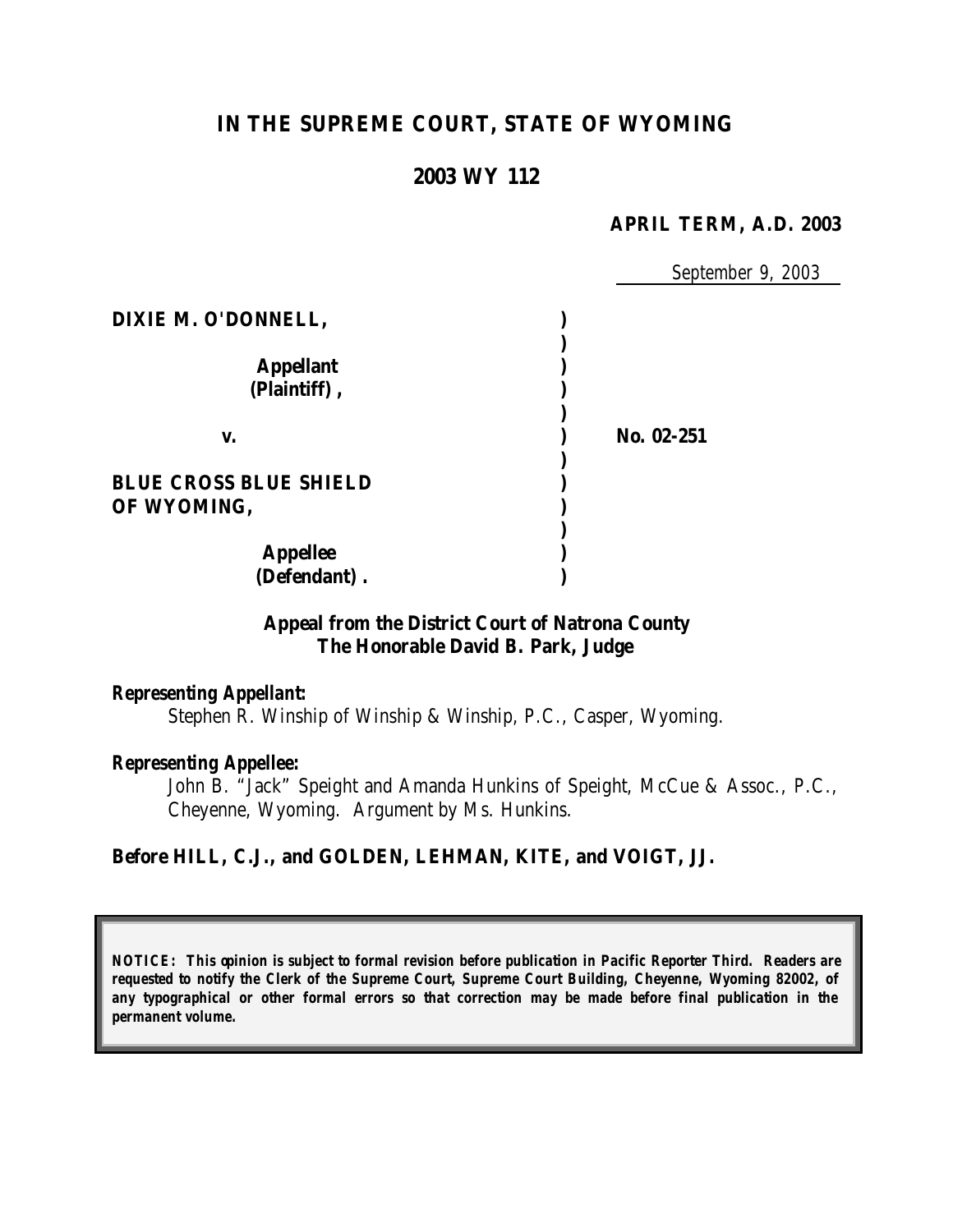# IN THE SUPREME COURT, STATE OF WYOMING

## 2003 WY 112

**APRIL TERM, A.D. 2003**

September 9, 2003

| | | |
|---|---|---|
| **DIXIE M. O'DONNELL,** | ) | |
| | ) | |
| **Appellant** | ) | |
| **(Plaintiff),** | ) | |
| | ) | |
| **v.** | ) | **No. 02-251** |
| | ) | |
| **BLUE CROSS BLUE SHIELD** | ) | |
| **OF WYOMING,** | ) | |
| | ) | |
| **Appellee** | ) | |
| **(Defendant).** | ) | |

**Appeal from the District Court of Natrona County**
**The Honorable David B. Park, Judge**

***Representing Appellant:***
Stephen R. Winship of Winship & Winship, P.C., Casper, Wyoming.

***Representing Appellee:***
John B. "Jack" Speight and Amanda Hunkins of Speight, McCue & Assoc., P.C., Cheyenne, Wyoming. Argument by Ms. Hunkins.

**Before HILL, C.J., and GOLDEN, LEHMAN, KITE, and VOIGT, JJ.**

***NOTICE: This opinion is subject to formal revision before publication in Pacific Reporter Third. Readers are requested to notify the Clerk of the Supreme Court, Supreme Court Building, Cheyenne, Wyoming 82002, of any typographical or other formal errors so that correction may be made before final publication in the permanent volume.***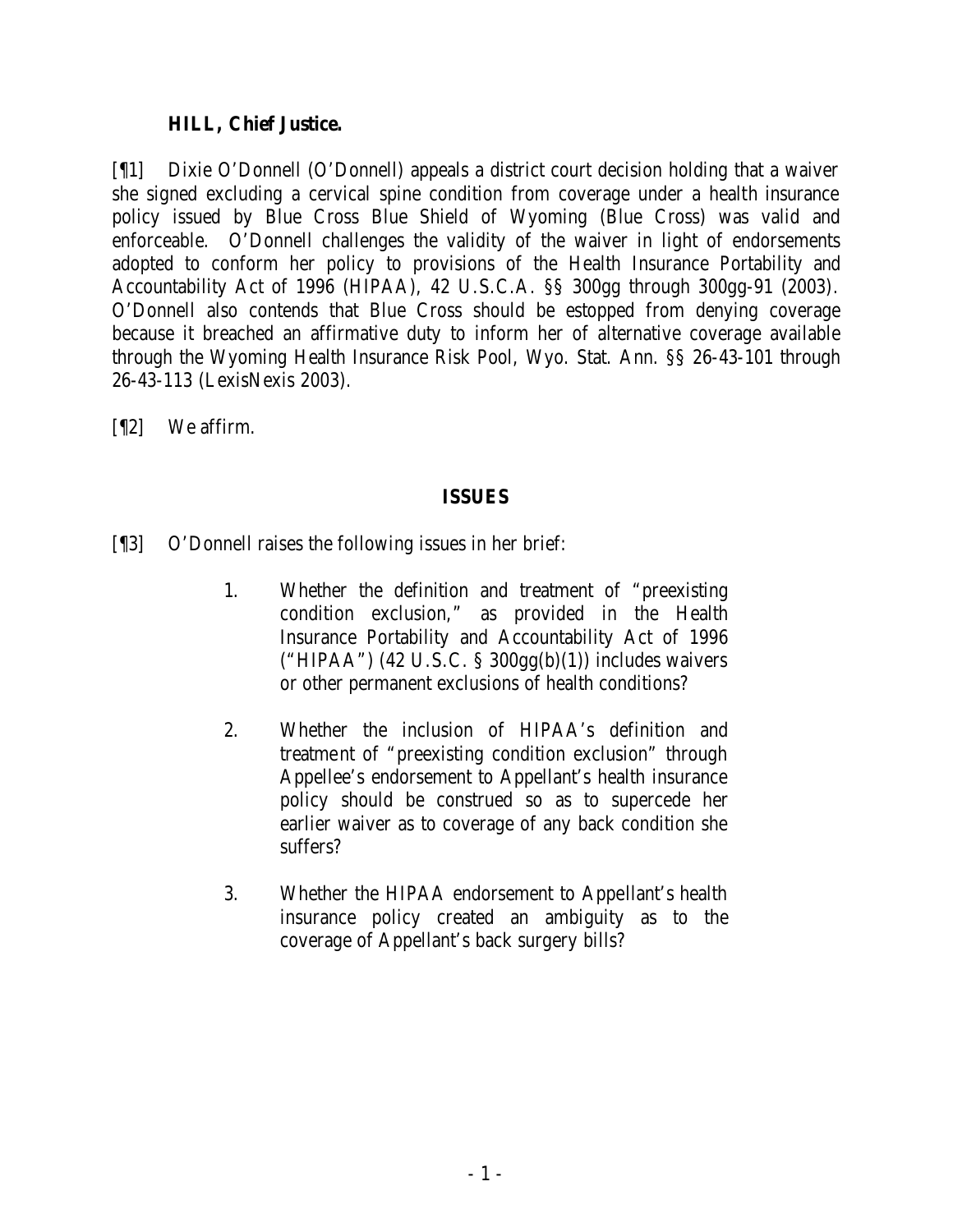**HILL, Chief Justice.**

[¶1] Dixie O'Donnell (O'Donnell) appeals a district court decision holding that a waiver she signed excluding a cervical spine condition from coverage under a health insurance policy issued by Blue Cross Blue Shield of Wyoming (Blue Cross) was valid and enforceable. O'Donnell challenges the validity of the waiver in light of endorsements adopted to conform her policy to provisions of the Health Insurance Portability and Accountability Act of 1996 (HIPAA), 42 U.S.C.A. §§ 300gg through 300gg-91 (2003). O'Donnell also contends that Blue Cross should be estopped from denying coverage because it breached an affirmative duty to inform her of alternative coverage available through the Wyoming Health Insurance Risk Pool, Wyo. Stat. Ann. §§ 26-43-101 through 26-43-113 (LexisNexis 2003).

[¶2] We affirm.

## ISSUES

[¶3] O'Donnell raises the following issues in her brief:

1. Whether the definition and treatment of "preexisting condition exclusion," as provided in the Health Insurance Portability and Accountability Act of 1996 ("HIPAA") (42 U.S.C. § 300gg(b)(1)) includes waivers or other permanent exclusions of health conditions?

2. Whether the inclusion of HIPAA's definition and treatment of "preexisting condition exclusion" through Appellee's endorsement to Appellant's health insurance policy should be construed so as to supercede her earlier waiver as to coverage of any back condition she suffers?

3. Whether the HIPAA endorsement to Appellant's health insurance policy created an ambiguity as to the coverage of Appellant's back surgery bills?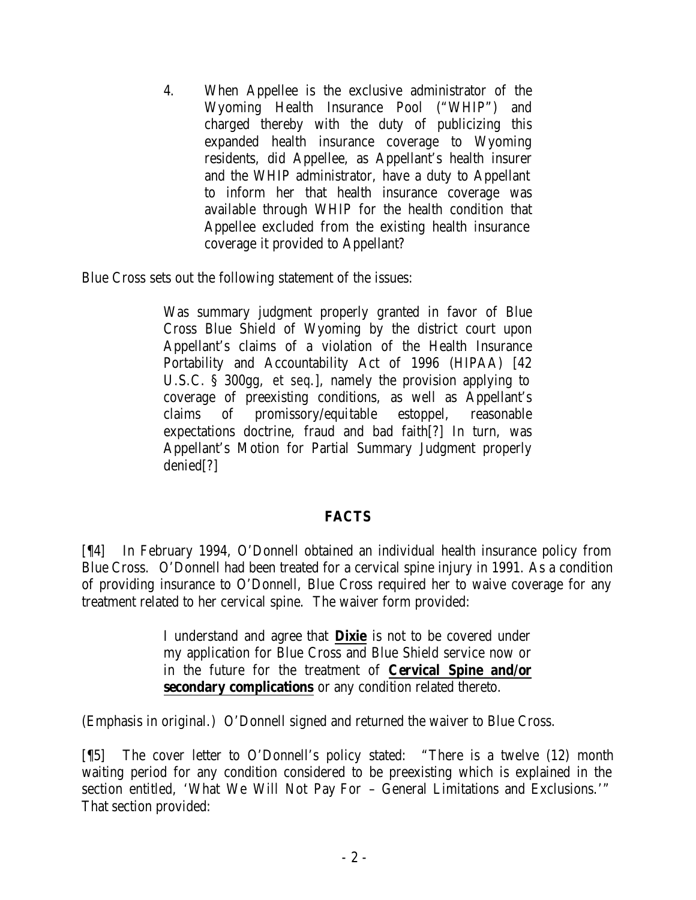4. When Appellee is the exclusive administrator of the Wyoming Health Insurance Pool ("WHIP") and charged thereby with the duty of publicizing this expanded health insurance coverage to Wyoming residents, did Appellee, as Appellant's health insurer and the WHIP administrator, have a duty to Appellant to inform her that health insurance coverage was available through WHIP for the health condition that Appellee excluded from the existing health insurance coverage it provided to Appellant?

Blue Cross sets out the following statement of the issues:

> Was summary judgment properly granted in favor of Blue Cross Blue Shield of Wyoming by the district court upon Appellant's claims of a violation of the Health Insurance Portability and Accountability Act of 1996 (HIPAA) [42 U.S.C. § 300gg, *et seq.*], namely the provision applying to coverage of preexisting conditions, as well as Appellant's claims of promissory/equitable estoppel, reasonable expectations doctrine, fraud and bad faith[?] In turn, was Appellant's Motion for Partial Summary Judgment properly denied[?]

## FACTS

[¶4] In February 1994, O'Donnell obtained an individual health insurance policy from Blue Cross. O'Donnell had been treated for a cervical spine injury in 1991. As a condition of providing insurance to O'Donnell, Blue Cross required her to waive coverage for any treatment related to her cervical spine. The waiver form provided:

> I understand and agree that **Dixie** is not to be covered under my application for Blue Cross and Blue Shield service now or in the future for the treatment of **Cervical Spine and/or secondary complications** or any condition related thereto.

(Emphasis in original.) O'Donnell signed and returned the waiver to Blue Cross.

[¶5] The cover letter to O'Donnell's policy stated: "There is a twelve (12) month waiting period for any condition considered to be preexisting which is explained in the section entitled, 'What We Will Not Pay For – General Limitations and Exclusions.'" That section provided: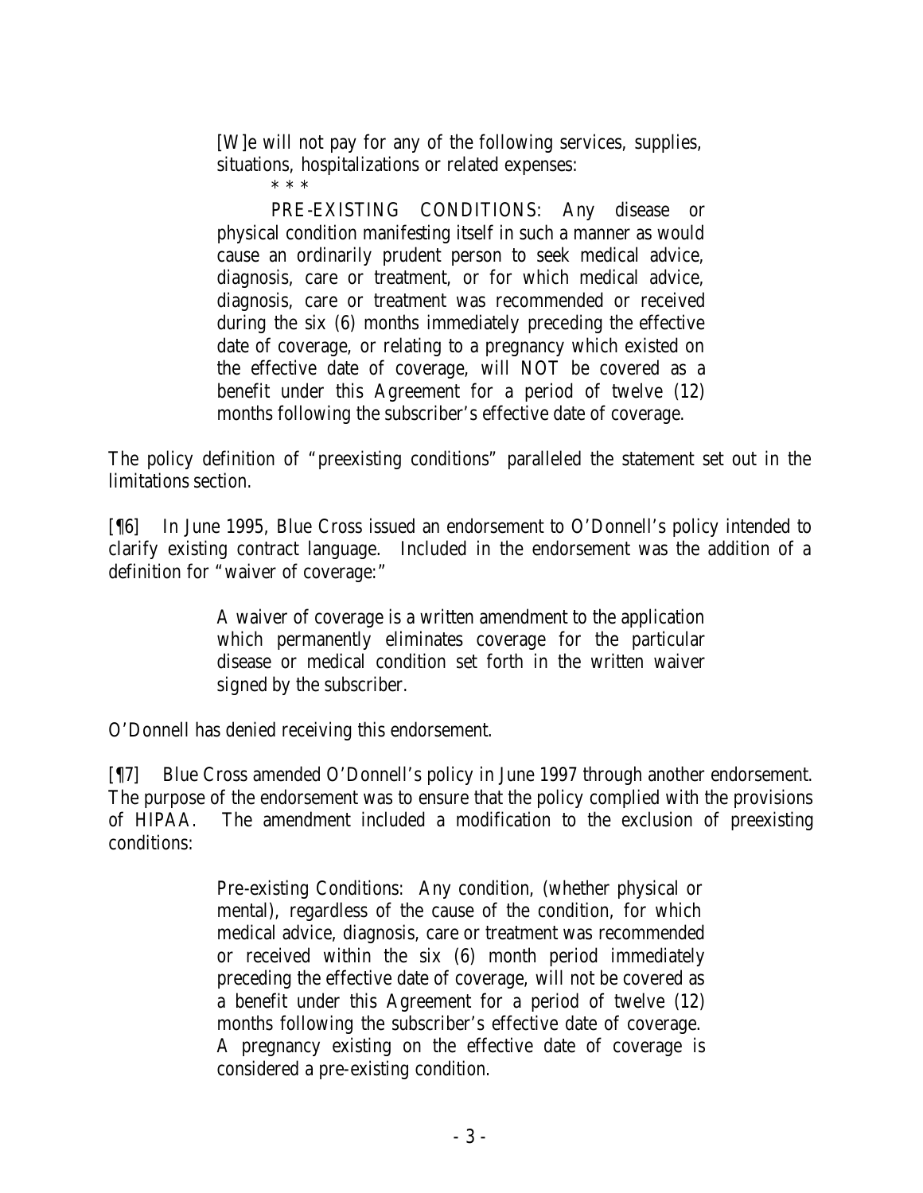> [W]e will not pay for any of the following services, supplies, situations, hospitalizations or related expenses:
>
> \* \* \*
>
> PRE-EXISTING CONDITIONS: Any disease or physical condition manifesting itself in such a manner as would cause an ordinarily prudent person to seek medical advice, diagnosis, care or treatment, or for which medical advice, diagnosis, care or treatment was recommended or received during the six (6) months immediately preceding the effective date of coverage, or relating to a pregnancy which existed on the effective date of coverage, will NOT be covered as a benefit under this Agreement for a period of twelve (12) months following the subscriber's effective date of coverage.

The policy definition of "preexisting conditions" paralleled the statement set out in the limitations section.

[¶6] In June 1995, Blue Cross issued an endorsement to O'Donnell's policy intended to clarify existing contract language. Included in the endorsement was the addition of a definition for "waiver of coverage:"

> A waiver of coverage is a written amendment to the application which permanently eliminates coverage for the particular disease or medical condition set forth in the written waiver signed by the subscriber.

O'Donnell has denied receiving this endorsement.

[¶7] Blue Cross amended O'Donnell's policy in June 1997 through another endorsement. The purpose of the endorsement was to ensure that the policy complied with the provisions of HIPAA. The amendment included a modification to the exclusion of preexisting conditions:

> Pre-existing Conditions: Any condition, (whether physical or mental), regardless of the cause of the condition, for which medical advice, diagnosis, care or treatment was recommended or received within the six (6) month period immediately preceding the effective date of coverage, will not be covered as a benefit under this Agreement for a period of twelve (12) months following the subscriber's effective date of coverage. A pregnancy existing on the effective date of coverage is considered a pre-existing condition.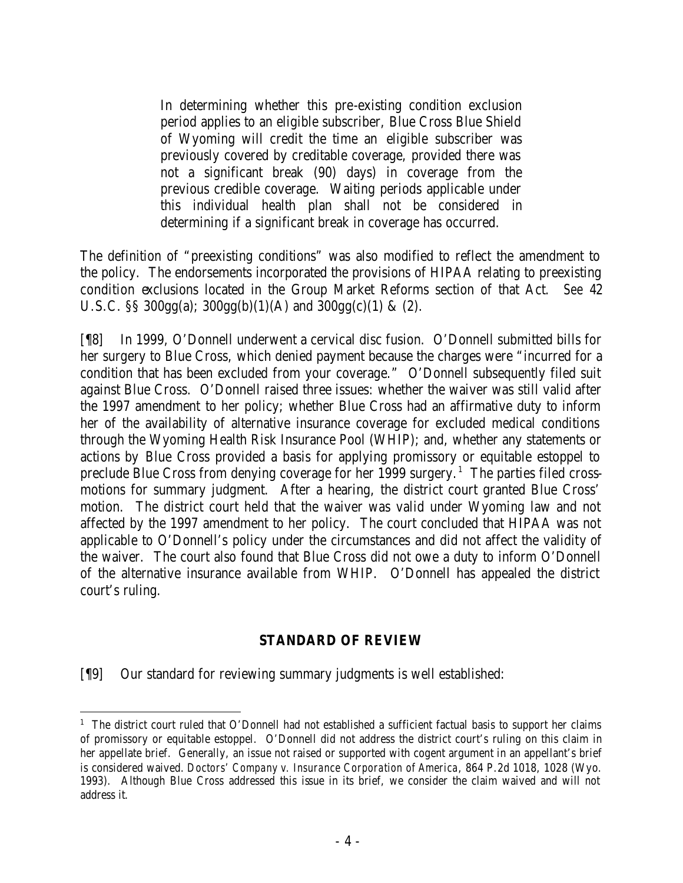> In determining whether this pre-existing condition exclusion period applies to an eligible subscriber, Blue Cross Blue Shield of Wyoming will credit the time an eligible subscriber was previously covered by creditable coverage, provided there was not a significant break (90) days) in coverage from the previous credible coverage. Waiting periods applicable under this individual health plan shall not be considered in determining if a significant break in coverage has occurred.

The definition of "preexisting conditions" was also modified to reflect the amendment to the policy. The endorsements incorporated the provisions of HIPAA relating to preexisting condition exclusions located in the Group Market Reforms section of that Act. *See* 42 U.S.C. §§ 300gg(a); 300gg(b)(1)(A) and 300gg(c)(1) & (2).

[¶8] In 1999, O'Donnell underwent a cervical disc fusion. O'Donnell submitted bills for her surgery to Blue Cross, which denied payment because the charges were "incurred for a condition that has been excluded from your coverage." O'Donnell subsequently filed suit against Blue Cross. O'Donnell raised three issues: whether the waiver was still valid after the 1997 amendment to her policy; whether Blue Cross had an affirmative duty to inform her of the availability of alternative insurance coverage for excluded medical conditions through the Wyoming Health Risk Insurance Pool (WHIP); and, whether any statements or actions by Blue Cross provided a basis for applying promissory or equitable estoppel to preclude Blue Cross from denying coverage for her 1999 surgery.[1] The parties filed cross-motions for summary judgment. After a hearing, the district court granted Blue Cross' motion. The district court held that the waiver was valid under Wyoming law and not affected by the 1997 amendment to her policy. The court concluded that HIPAA was not applicable to O'Donnell's policy under the circumstances and did not affect the validity of the waiver. The court also found that Blue Cross did not owe a duty to inform O'Donnell of the alternative insurance available from WHIP. O'Donnell has appealed the district court's ruling.

## STANDARD OF REVIEW

[¶9] Our standard for reviewing summary judgments is well established:

---

[1] The district court ruled that O'Donnell had not established a sufficient factual basis to support her claims of promissory or equitable estoppel. O'Donnell did not address the district court's ruling on this claim in her appellate brief. Generally, an issue not raised or supported with cogent argument in an appellant's brief is considered waived. *Doctors' Company v. Insurance Corporation of America*, 864 P.2d 1018, 1028 (Wyo. 1993). Although Blue Cross addressed this issue in its brief, we consider the claim waived and will not address it.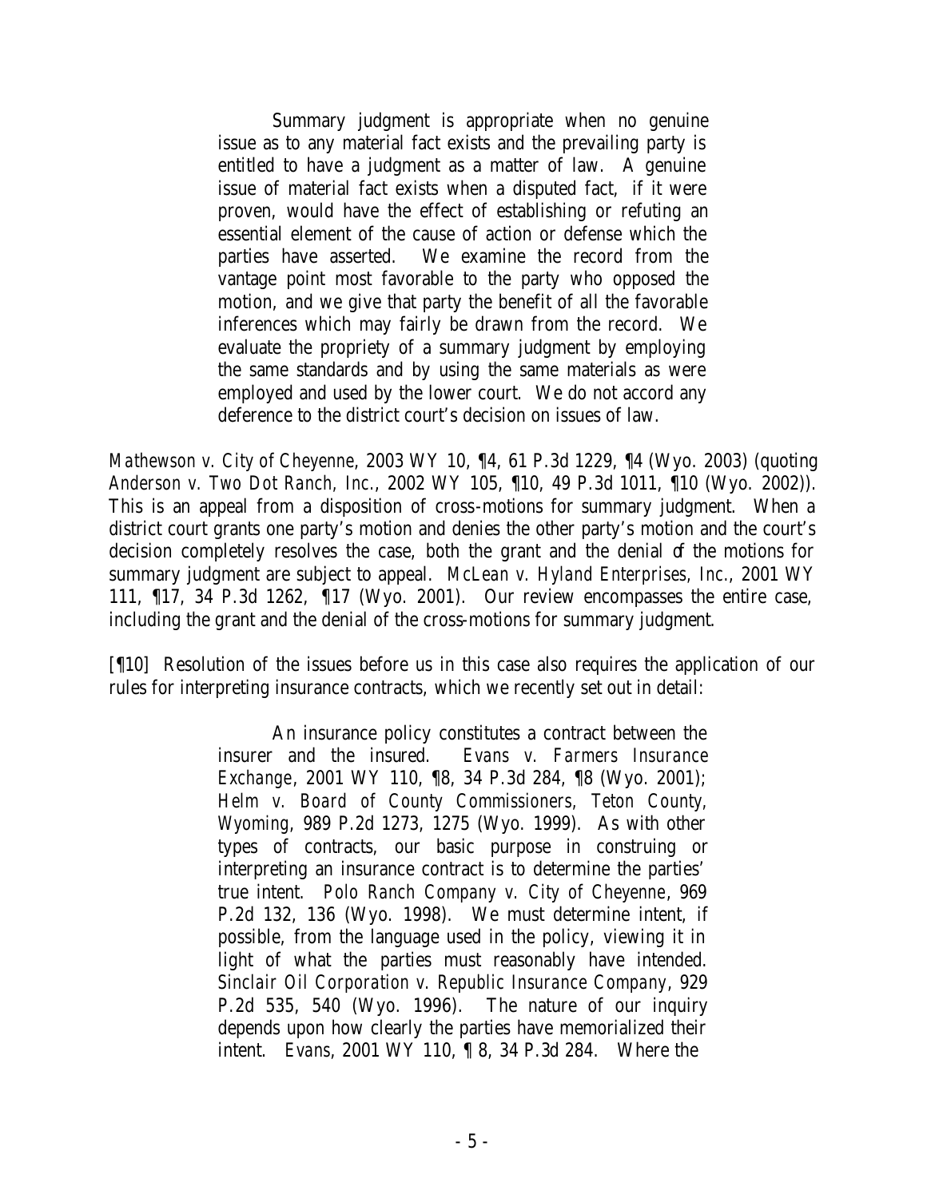> Summary judgment is appropriate when no genuine issue as to any material fact exists and the prevailing party is entitled to have a judgment as a matter of law. A genuine issue of material fact exists when a disputed fact, if it were proven, would have the effect of establishing or refuting an essential element of the cause of action or defense which the parties have asserted. We examine the record from the vantage point most favorable to the party who opposed the motion, and we give that party the benefit of all the favorable inferences which may fairly be drawn from the record. We evaluate the propriety of a summary judgment by employing the same standards and by using the same materials as were employed and used by the lower court. We do not accord any deference to the district court's decision on issues of law.

*Mathewson v. City of Cheyenne*, 2003 WY 10, ¶4, 61 P.3d 1229, ¶4 (Wyo. 2003) (quoting *Anderson v. Two Dot Ranch, Inc.*, 2002 WY 105, ¶10, 49 P.3d 1011, ¶10 (Wyo. 2002)). This is an appeal from a disposition of cross-motions for summary judgment. When a district court grants one party's motion and denies the other party's motion and the court's decision completely resolves the case, both the grant and the denial of the motions for summary judgment are subject to appeal. *McLean v. Hyland Enterprises, Inc.*, 2001 WY 111, ¶17, 34 P.3d 1262, ¶17 (Wyo. 2001). Our review encompasses the entire case, including the grant and the denial of the cross-motions for summary judgment.

[¶10] Resolution of the issues before us in this case also requires the application of our rules for interpreting insurance contracts, which we recently set out in detail:

> An insurance policy constitutes a contract between the insurer and the insured. *Evans v. Farmers Insurance Exchange*, 2001 WY 110, ¶8, 34 P.3d 284, ¶8 (Wyo. 2001); *Helm v. Board of County Commissioners, Teton County, Wyoming*, 989 P.2d 1273, 1275 (Wyo. 1999). As with other types of contracts, our basic purpose in construing or interpreting an insurance contract is to determine the parties' true intent. *Polo Ranch Company v. City of Cheyenne*, 969 P.2d 132, 136 (Wyo. 1998). We must determine intent, if possible, from the language used in the policy, viewing it in light of what the parties must reasonably have intended. *Sinclair Oil Corporation v. Republic Insurance Company*, 929 P.2d 535, 540 (Wyo. 1996). The nature of our inquiry depends upon how clearly the parties have memorialized their intent. *Evans*, 2001 WY 110, ¶ 8, 34 P.3d 284. Where the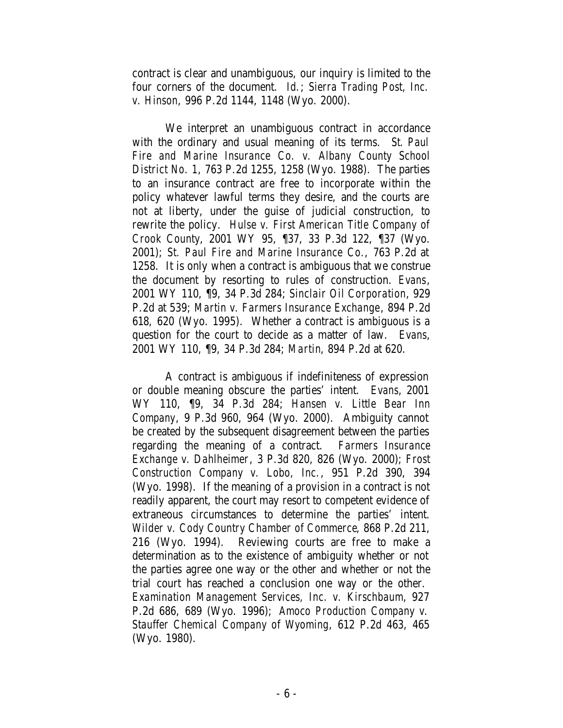contract is clear and unambiguous, our inquiry is limited to the four corners of the document. *Id.*; *Sierra Trading Post, Inc. v. Hinson*, 996 P.2d 1144, 1148 (Wyo. 2000).

We interpret an unambiguous contract in accordance with the ordinary and usual meaning of its terms. *St. Paul Fire and Marine Insurance Co. v. Albany County School District No. 1*, 763 P.2d 1255, 1258 (Wyo. 1988). The parties to an insurance contract are free to incorporate within the policy whatever lawful terms they desire, and the courts are not at liberty, under the guise of judicial construction, to rewrite the policy. *Hulse v. First American Title Company of Crook County*, 2001 WY 95, ¶37, 33 P.3d 122, ¶37 (Wyo. 2001); *St. Paul Fire and Marine Insurance Co.*, 763 P.2d at 1258. It is only when a contract is ambiguous that we construe the document by resorting to rules of construction. *Evans*, 2001 WY 110, ¶9, 34 P.3d 284; *Sinclair Oil Corporation*, 929 P.2d at 539; *Martin v. Farmers Insurance Exchange*, 894 P.2d 618, 620 (Wyo. 1995). Whether a contract is ambiguous is a question for the court to decide as a matter of law. *Evans*, 2001 WY 110, ¶9, 34 P.3d 284; *Martin*, 894 P.2d at 620.

A contract is ambiguous if indefiniteness of expression or double meaning obscure the parties' intent. *Evans*, 2001 WY 110, ¶9, 34 P.3d 284; *Hansen v. Little Bear Inn Company*, 9 P.3d 960, 964 (Wyo. 2000). Ambiguity cannot be created by the subsequent disagreement between the parties regarding the meaning of a contract. *Farmers Insurance Exchange v. Dahlheimer*, 3 P.3d 820, 826 (Wyo. 2000); *Frost Construction Company v. Lobo, Inc.*, 951 P.2d 390, 394 (Wyo. 1998). If the meaning of a provision in a contract is not readily apparent, the court may resort to competent evidence of extraneous circumstances to determine the parties' intent. *Wilder v. Cody Country Chamber of Commerce*, 868 P.2d 211, 216 (Wyo. 1994). Reviewing courts are free to make a determination as to the existence of ambiguity whether or not the parties agree one way or the other and whether or not the trial court has reached a conclusion one way or the other. *Examination Management Services, Inc. v. Kirschbaum*, 927 P.2d 686, 689 (Wyo. 1996); *Amoco Production Company v. Stauffer Chemical Company of Wyoming*, 612 P.2d 463, 465 (Wyo. 1980).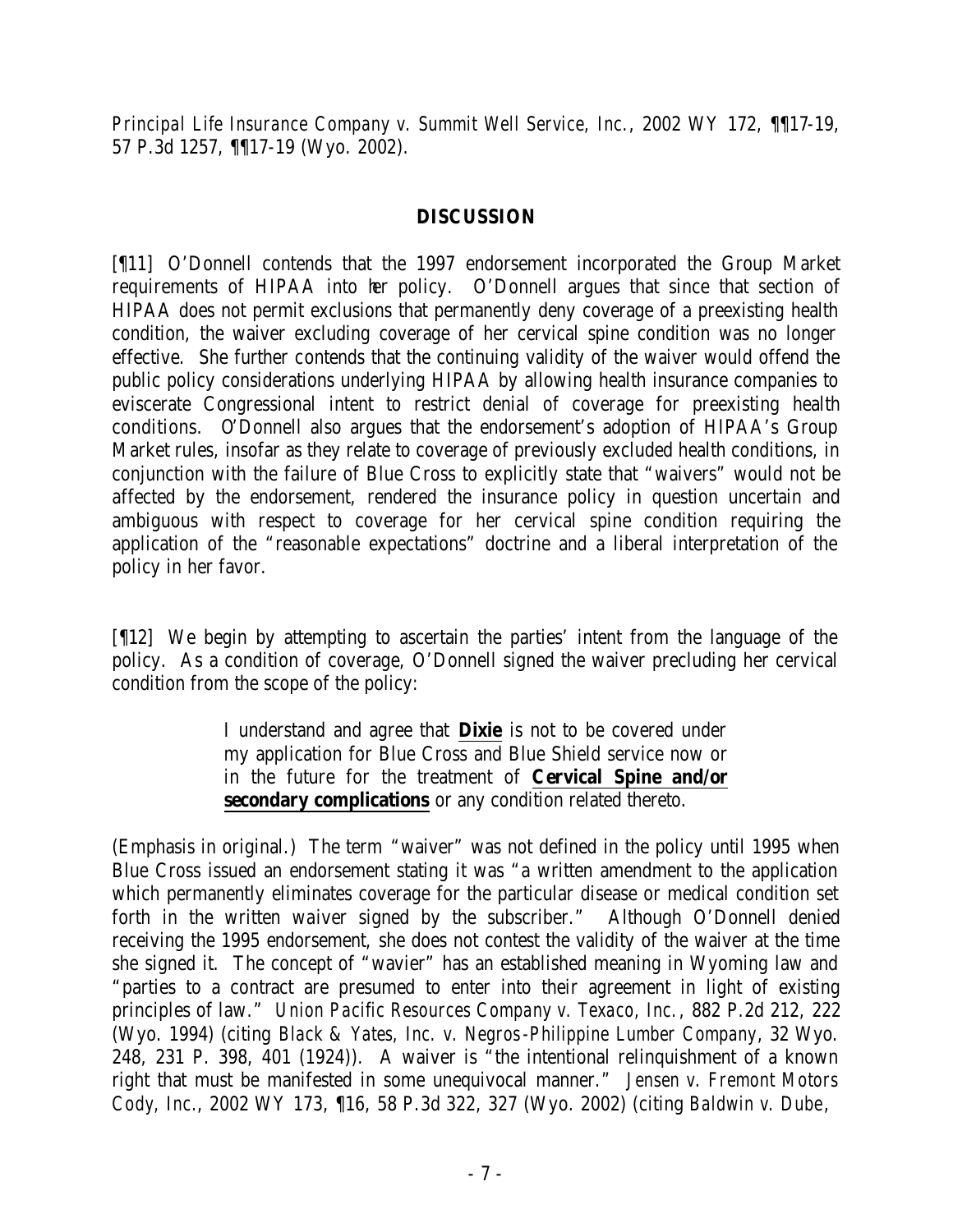*Principal Life Insurance Company v. Summit Well Service, Inc.*, 2002 WY 172, ¶¶17-19, 57 P.3d 1257, ¶¶17-19 (Wyo. 2002).

## DISCUSSION

[¶11] O'Donnell contends that the 1997 endorsement incorporated the Group Market requirements of HIPAA into her policy. O'Donnell argues that since that section of HIPAA does not permit exclusions that permanently deny coverage of a preexisting health condition, the waiver excluding coverage of her cervical spine condition was no longer effective. She further contends that the continuing validity of the waiver would offend the public policy considerations underlying HIPAA by allowing health insurance companies to eviscerate Congressional intent to restrict denial of coverage for preexisting health conditions. O'Donnell also argues that the endorsement's adoption of HIPAA's Group Market rules, insofar as they relate to coverage of previously excluded health conditions, in conjunction with the failure of Blue Cross to explicitly state that "waivers" would not be affected by the endorsement, rendered the insurance policy in question uncertain and ambiguous with respect to coverage for her cervical spine condition requiring the application of the "reasonable expectations" doctrine and a liberal interpretation of the policy in her favor.

[¶12] We begin by attempting to ascertain the parties' intent from the language of the policy. As a condition of coverage, O'Donnell signed the waiver precluding her cervical condition from the scope of the policy:

> I understand and agree that **Dixie** is not to be covered under my application for Blue Cross and Blue Shield service now or in the future for the treatment of **Cervical Spine and/or secondary complications** or any condition related thereto.

(Emphasis in original.) The term "waiver" was not defined in the policy until 1995 when Blue Cross issued an endorsement stating it was "a written amendment to the application which permanently eliminates coverage for the particular disease or medical condition set forth in the written waiver signed by the subscriber." Although O'Donnell denied receiving the 1995 endorsement, she does not contest the validity of the waiver at the time she signed it. The concept of "wavier" has an established meaning in Wyoming law and "parties to a contract are presumed to enter into their agreement in light of existing principles of law." *Union Pacific Resources Company v. Texaco, Inc.*, 882 P.2d 212, 222 (Wyo. 1994) (citing *Black & Yates, Inc. v. Negros-Philippine Lumber Company*, 32 Wyo. 248, 231 P. 398, 401 (1924)). A waiver is "the intentional relinquishment of a known right that must be manifested in some unequivocal manner." *Jensen v. Fremont Motors Cody, Inc.*, 2002 WY 173, ¶16, 58 P.3d 322, 327 (Wyo. 2002) (citing *Baldwin v. Dube*,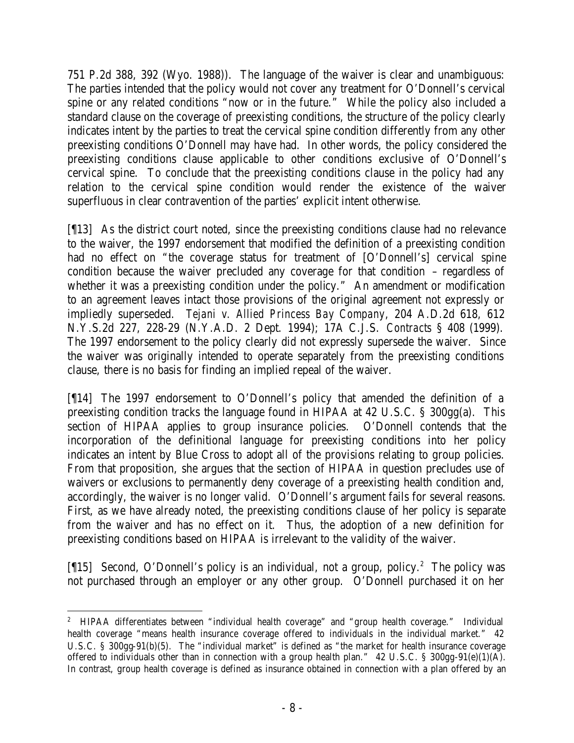751 P.2d 388, 392 (Wyo. 1988)). The language of the waiver is clear and unambiguous: The parties intended that the policy would not cover any treatment for O'Donnell's cervical spine or any related conditions "now or in the future." While the policy also included a standard clause on the coverage of preexisting conditions, the structure of the policy clearly indicates intent by the parties to treat the cervical spine condition differently from any other preexisting conditions O'Donnell may have had. In other words, the policy considered the preexisting conditions clause applicable to other conditions exclusive of O'Donnell's cervical spine. To conclude that the preexisting conditions clause in the policy had any relation to the cervical spine condition would render the existence of the waiver superfluous in clear contravention of the parties' explicit intent otherwise.

[¶13] As the district court noted, since the preexisting conditions clause had no relevance to the waiver, the 1997 endorsement that modified the definition of a preexisting condition had no effect on "the coverage status for treatment of [O'Donnell's] cervical spine condition because the waiver precluded any coverage for that condition – regardless of whether it was a preexisting condition under the policy." An amendment or modification to an agreement leaves intact those provisions of the original agreement not expressly or impliedly superseded. *Tejani v. Allied Princess Bay Company*, 204 A.D.2d 618, 612 N.Y.S.2d 227, 228-29 (N.Y.A.D. 2 Dept. 1994); 17A C.J.S. *Contracts* § 408 (1999). The 1997 endorsement to the policy clearly did not expressly supersede the waiver. Since the waiver was originally intended to operate separately from the preexisting conditions clause, there is no basis for finding an implied repeal of the waiver.

[¶14] The 1997 endorsement to O'Donnell's policy that amended the definition of a preexisting condition tracks the language found in HIPAA at 42 U.S.C. § 300gg(a). This section of HIPAA applies to group insurance policies. O'Donnell contends that the incorporation of the definitional language for preexisting conditions into her policy indicates an intent by Blue Cross to adopt all of the provisions relating to group policies. From that proposition, she argues that the section of HIPAA in question precludes use of waivers or exclusions to permanently deny coverage of a preexisting health condition and, accordingly, the waiver is no longer valid. O'Donnell's argument fails for several reasons. First, as we have already noted, the preexisting conditions clause of her policy is separate from the waiver and has no effect on it. Thus, the adoption of a new definition for preexisting conditions based on HIPAA is irrelevant to the validity of the waiver.

[¶15] Second, O'Donnell's policy is an individual, not a group, policy.[2] The policy was not purchased through an employer or any other group. O'Donnell purchased it on her

---

[2] HIPAA differentiates between "individual health coverage" and "group health coverage." Individual health coverage "means health insurance coverage offered to individuals in the individual market." 42 U.S.C. § 300gg-91(b)(5). The "individual market" is defined as "the market for health insurance coverage offered to individuals other than in connection with a group health plan." 42 U.S.C. § 300gg-91(e)(1)(A). In contrast, group health coverage is defined as insurance obtained in connection with a plan offered by an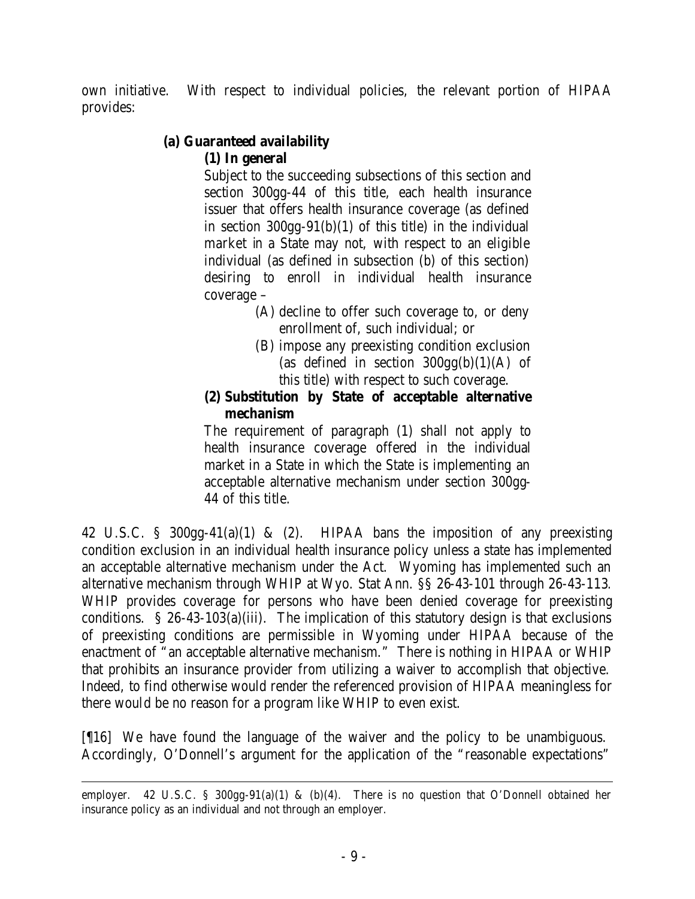own initiative. With respect to individual policies, the relevant portion of HIPAA provides:

> **(a) Guaranteed availability**
>
> **(1) In general**
>
> Subject to the succeeding subsections of this section and section 300gg-44 of this title, each health insurance issuer that offers health insurance coverage (as defined in section 300gg-91(b)(1) of this title) in the individual market in a State may not, with respect to an eligible individual (as defined in subsection (b) of this section) desiring to enroll in individual health insurance coverage –
>
> (A) decline to offer such coverage to, or deny enrollment of, such individual; or
>
> (B) impose any preexisting condition exclusion (as defined in section 300gg(b)(1)(A) of this title) with respect to such coverage.
>
> **(2) Substitution by State of acceptable alternative mechanism**
>
> The requirement of paragraph (1) shall not apply to health insurance coverage offered in the individual market in a State in which the State is implementing an acceptable alternative mechanism under section 300gg-44 of this title.

42 U.S.C. § 300gg-41(a)(1) & (2). HIPAA bans the imposition of any preexisting condition exclusion in an individual health insurance policy unless a state has implemented an acceptable alternative mechanism under the Act. Wyoming has implemented such an alternative mechanism through WHIP at Wyo. Stat Ann. §§ 26-43-101 through 26-43-113. WHIP provides coverage for persons who have been denied coverage for preexisting conditions. § 26-43-103(a)(iii). The implication of this statutory design is that exclusions of preexisting conditions are permissible in Wyoming under HIPAA because of the enactment of "an acceptable alternative mechanism." There is nothing in HIPAA or WHIP that prohibits an insurance provider from utilizing a waiver to accomplish that objective. Indeed, to find otherwise would render the referenced provision of HIPAA meaningless for there would be no reason for a program like WHIP to even exist.

[¶16] We have found the language of the waiver and the policy to be unambiguous. Accordingly, O'Donnell's argument for the application of the "reasonable expectations"

---

employer. 42 U.S.C. § 300gg-91(a)(1) & (b)(4). There is no question that O'Donnell obtained her insurance policy as an individual and not through an employer.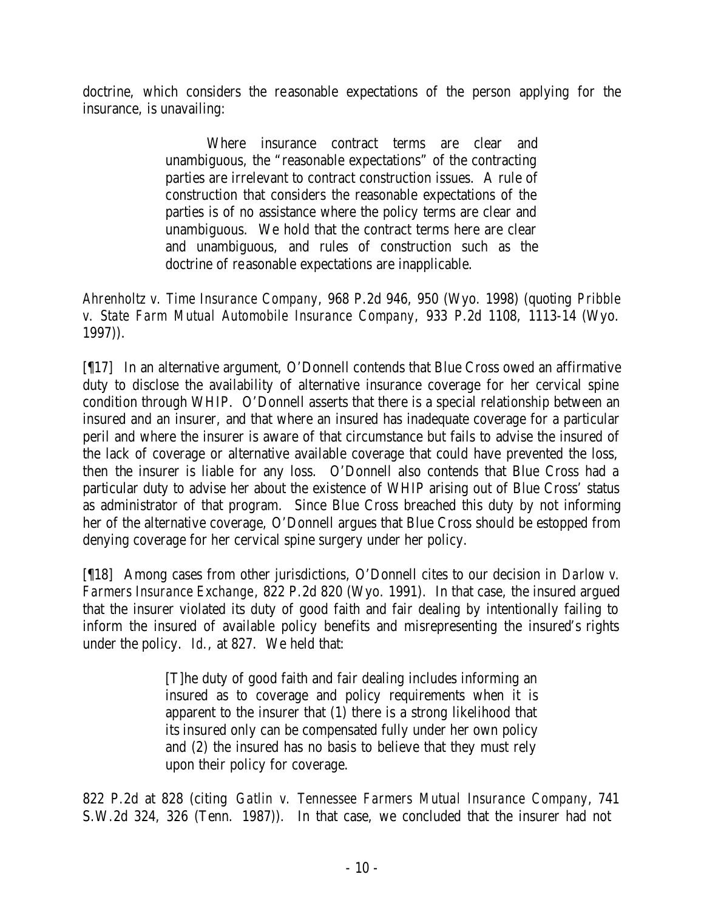doctrine, which considers the reasonable expectations of the person applying for the insurance, is unavailing:

> Where insurance contract terms are clear and unambiguous, the "reasonable expectations" of the contracting parties are irrelevant to contract construction issues. A rule of construction that considers the reasonable expectations of the parties is of no assistance where the policy terms are clear and unambiguous. We hold that the contract terms here are clear and unambiguous, and rules of construction such as the doctrine of reasonable expectations are inapplicable.

*Ahrenholtz v. Time Insurance Company*, 968 P.2d 946, 950 (Wyo. 1998) (quoting *Pribble v. State Farm Mutual Automobile Insurance Company*, 933 P.2d 1108, 1113-14 (Wyo. 1997)).

[¶17] In an alternative argument, O'Donnell contends that Blue Cross owed an affirmative duty to disclose the availability of alternative insurance coverage for her cervical spine condition through WHIP. O'Donnell asserts that there is a special relationship between an insured and an insurer, and that where an insured has inadequate coverage for a particular peril and where the insurer is aware of that circumstance but fails to advise the insured of the lack of coverage or alternative available coverage that could have prevented the loss, then the insurer is liable for any loss. O'Donnell also contends that Blue Cross had a particular duty to advise her about the existence of WHIP arising out of Blue Cross' status as administrator of that program. Since Blue Cross breached this duty by not informing her of the alternative coverage, O'Donnell argues that Blue Cross should be estopped from denying coverage for her cervical spine surgery under her policy.

[¶18] Among cases from other jurisdictions, O'Donnell cites to our decision in *Darlow v. Farmers Insurance Exchange*, 822 P.2d 820 (Wyo. 1991). In that case, the insured argued that the insurer violated its duty of good faith and fair dealing by intentionally failing to inform the insured of available policy benefits and misrepresenting the insured's rights under the policy. *Id.*, at 827. We held that:

> [T]he duty of good faith and fair dealing includes informing an insured as to coverage and policy requirements when it is apparent to the insurer that (1) there is a strong likelihood that its insured only can be compensated fully under her own policy and (2) the insured has no basis to believe that they must rely upon their policy for coverage.

822 P.2d at 828 (citing *Gatlin v. Tennessee Farmers Mutual Insurance Company*, 741 S.W.2d 324, 326 (Tenn. 1987)). In that case, we concluded that the insurer had not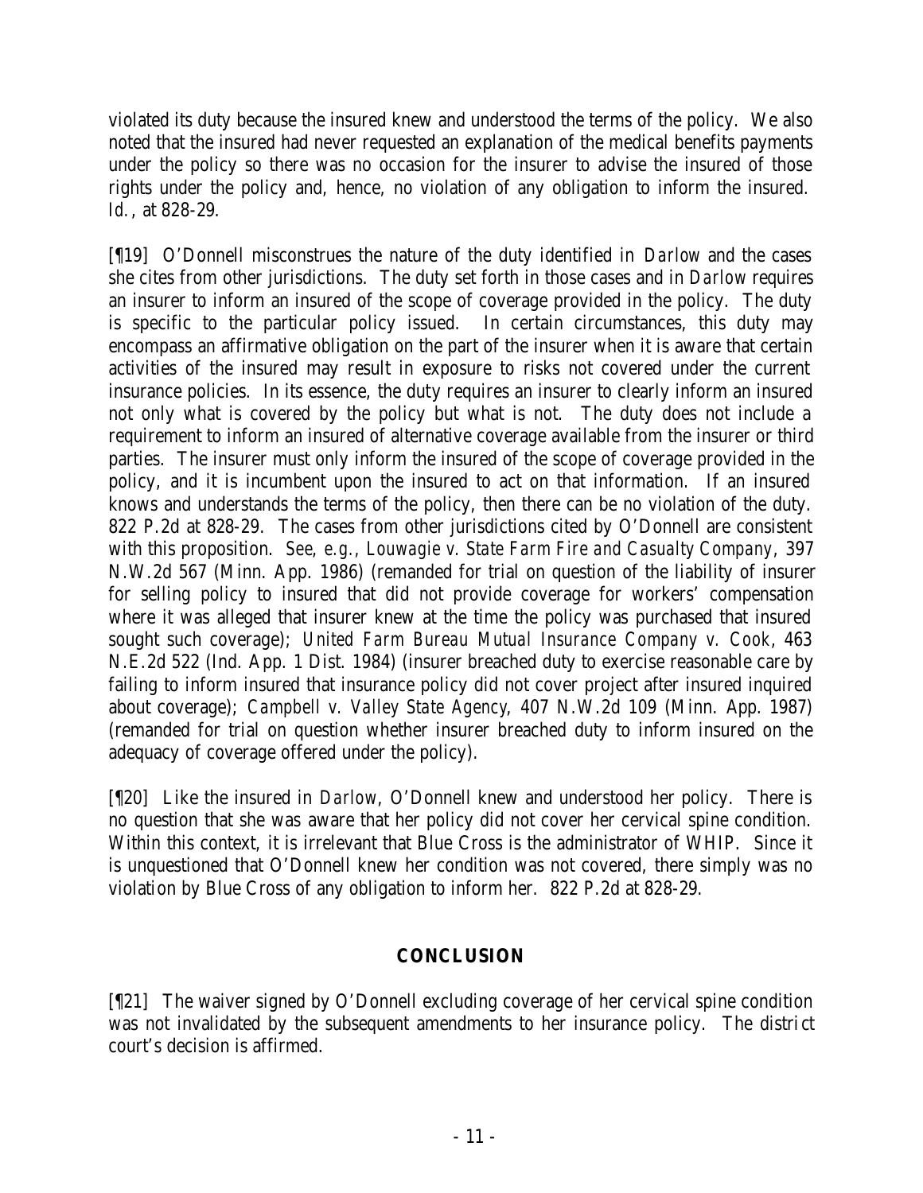violated its duty because the insured knew and understood the terms of the policy. We also noted that the insured had never requested an explanation of the medical benefits payments under the policy so there was no occasion for the insurer to advise the insured of those rights under the policy and, hence, no violation of any obligation to inform the insured. *Id.*, at 828-29.

[¶19] O'Donnell misconstrues the nature of the duty identified in *Darlow* and the cases she cites from other jurisdictions. The duty set forth in those cases and in *Darlow* requires an insurer to inform an insured of the scope of coverage provided in the policy. The duty is specific to the particular policy issued. In certain circumstances, this duty may encompass an affirmative obligation on the part of the insurer when it is aware that certain activities of the insured may result in exposure to risks not covered under the current insurance policies. In its essence, the duty requires an insurer to clearly inform an insured not only what is covered by the policy but what is not. The duty does not include a requirement to inform an insured of alternative coverage available from the insurer or third parties. The insurer must only inform the insured of the scope of coverage provided in the policy, and it is incumbent upon the insured to act on that information. If an insured knows and understands the terms of the policy, then there can be no violation of the duty. 822 P.2d at 828-29. The cases from other jurisdictions cited by O'Donnell are consistent with this proposition. *See, e.g., Louwagie v. State Farm Fire and Casualty Company*, 397 N.W.2d 567 (Minn. App. 1986) (remanded for trial on question of the liability of insurer for selling policy to insured that did not provide coverage for workers' compensation where it was alleged that insurer knew at the time the policy was purchased that insured sought such coverage); *United Farm Bureau Mutual Insurance Company v. Cook*, 463 N.E.2d 522 (Ind. App. 1 Dist. 1984) (insurer breached duty to exercise reasonable care by failing to inform insured that insurance policy did not cover project after insured inquired about coverage); *Campbell v. Valley State Agency*, 407 N.W.2d 109 (Minn. App. 1987) (remanded for trial on question whether insurer breached duty to inform insured on the adequacy of coverage offered under the policy).

[¶20] Like the insured in *Darlow*, O'Donnell knew and understood her policy. There is no question that she was aware that her policy did not cover her cervical spine condition. Within this context, it is irrelevant that Blue Cross is the administrator of WHIP. Since it is unquestioned that O'Donnell knew her condition was not covered, there simply was no violation by Blue Cross of any obligation to inform her. 822 P.2d at 828-29.

## CONCLUSION

[¶21] The waiver signed by O'Donnell excluding coverage of her cervical spine condition was not invalidated by the subsequent amendments to her insurance policy. The district court's decision is affirmed.